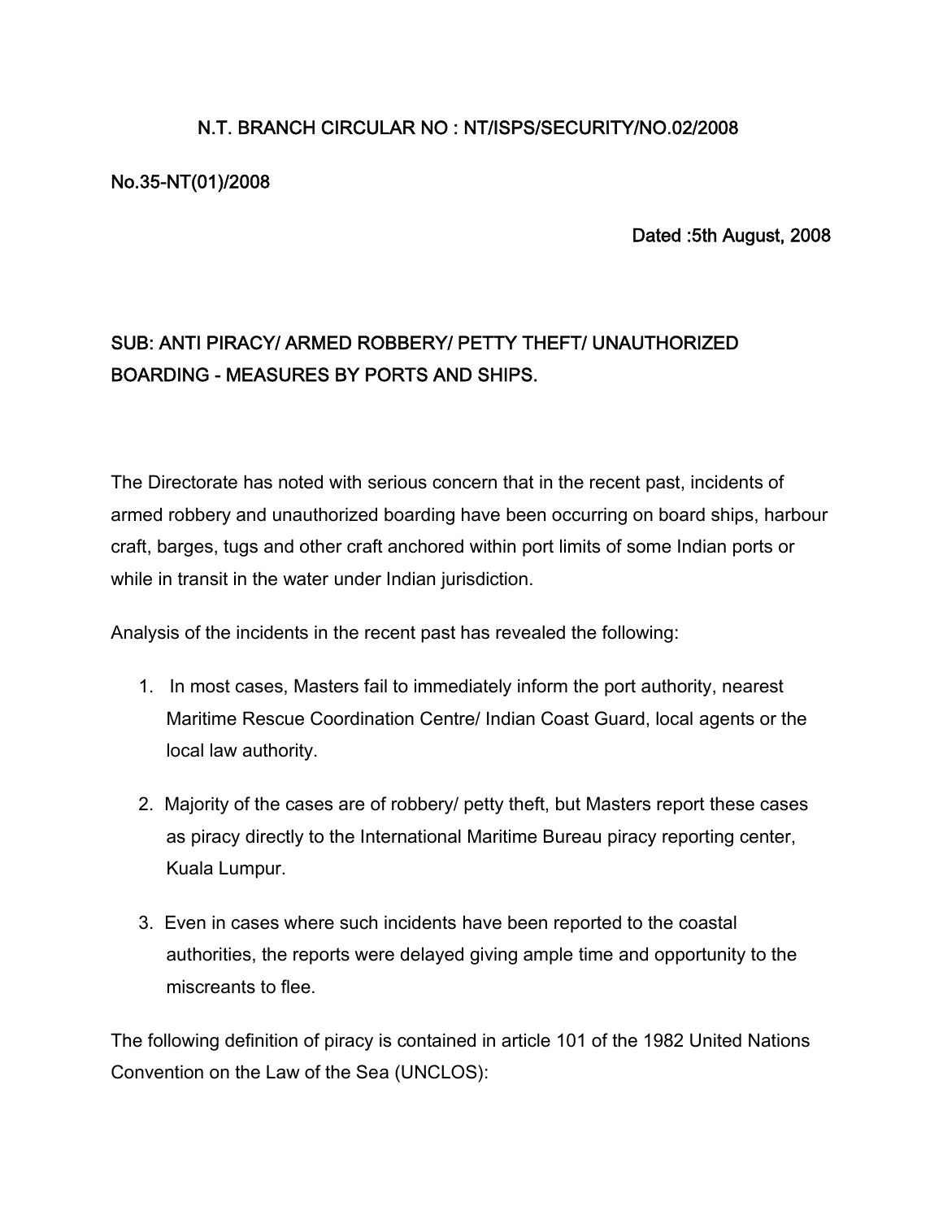# N.T. BRANCH CIRCULAR NO : NT/ISPS/SECURITY/NO.02/2008

No.35-NT(01)/2008

Dated :5th August, 2008

## SUB: ANTI PIRACY/ ARMED ROBBERY/ PETTY THEFT/ UNAUTHORIZED BOARDING - MEASURES BY PORTS AND SHIPS.

The Directorate has noted with serious concern that in the recent past, incidents of armed robbery and unauthorized boarding have been occurring on board ships, harbour craft, barges, tugs and other craft anchored within port limits of some Indian ports or while in transit in the water under Indian jurisdiction.

Analysis of the incidents in the recent past has revealed the following:

1. In most cases, Masters fail to immediately inform the port authority, nearest Maritime Rescue Coordination Centre/ Indian Coast Guard, local agents or the local law authority.
2. Majority of the cases are of robbery/ petty theft, but Masters report these cases as piracy directly to the International Maritime Bureau piracy reporting center, Kuala Lumpur.
3. Even in cases where such incidents have been reported to the coastal authorities, the reports were delayed giving ample time and opportunity to the miscreants to flee.

The following definition of piracy is contained in article 101 of the 1982 United Nations Convention on the Law of the Sea (UNCLOS):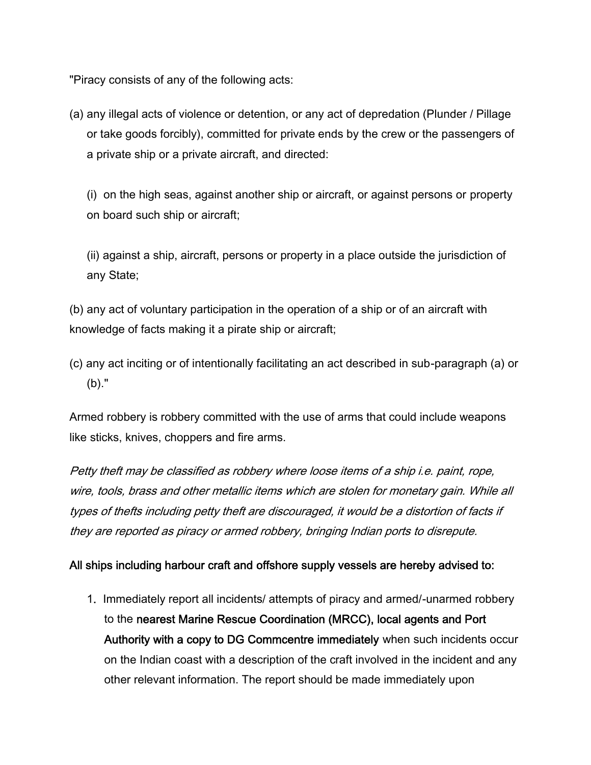"Piracy consists of any of the following acts:

(a) any illegal acts of violence or detention, or any act of depredation (Plunder / Pillage or take goods forcibly), committed for private ends by the crew or the passengers of a private ship or a private aircraft, and directed:

(i) on the high seas, against another ship or aircraft, or against persons or property on board such ship or aircraft;

(ii) against a ship, aircraft, persons or property in a place outside the jurisdiction of any State;

(b) any act of voluntary participation in the operation of a ship or of an aircraft with knowledge of facts making it a pirate ship or aircraft;

(c) any act inciting or of intentionally facilitating an act described in sub-paragraph (a) or (b)."

Armed robbery is robbery committed with the use of arms that could include weapons like sticks, knives, choppers and fire arms.

*Petty theft may be classified as robbery where loose items of a ship i.e. paint, rope, wire, tools, brass and other metallic items which are stolen for monetary gain. While all types of thefts including petty theft are discouraged, it would be a distortion of facts if they are reported as piracy or armed robbery, bringing Indian ports to disrepute.*

**All ships including harbour craft and offshore supply vessels are hereby advised to:**

1. Immediately report all incidents/ attempts of piracy and armed/-unarmed robbery to the **nearest Marine Rescue Coordination (MRCC), local agents and Port Authority with a copy to DG Commcentre immediately** when such incidents occur on the Indian coast with a description of the craft involved in the incident and any other relevant information. The report should be made immediately upon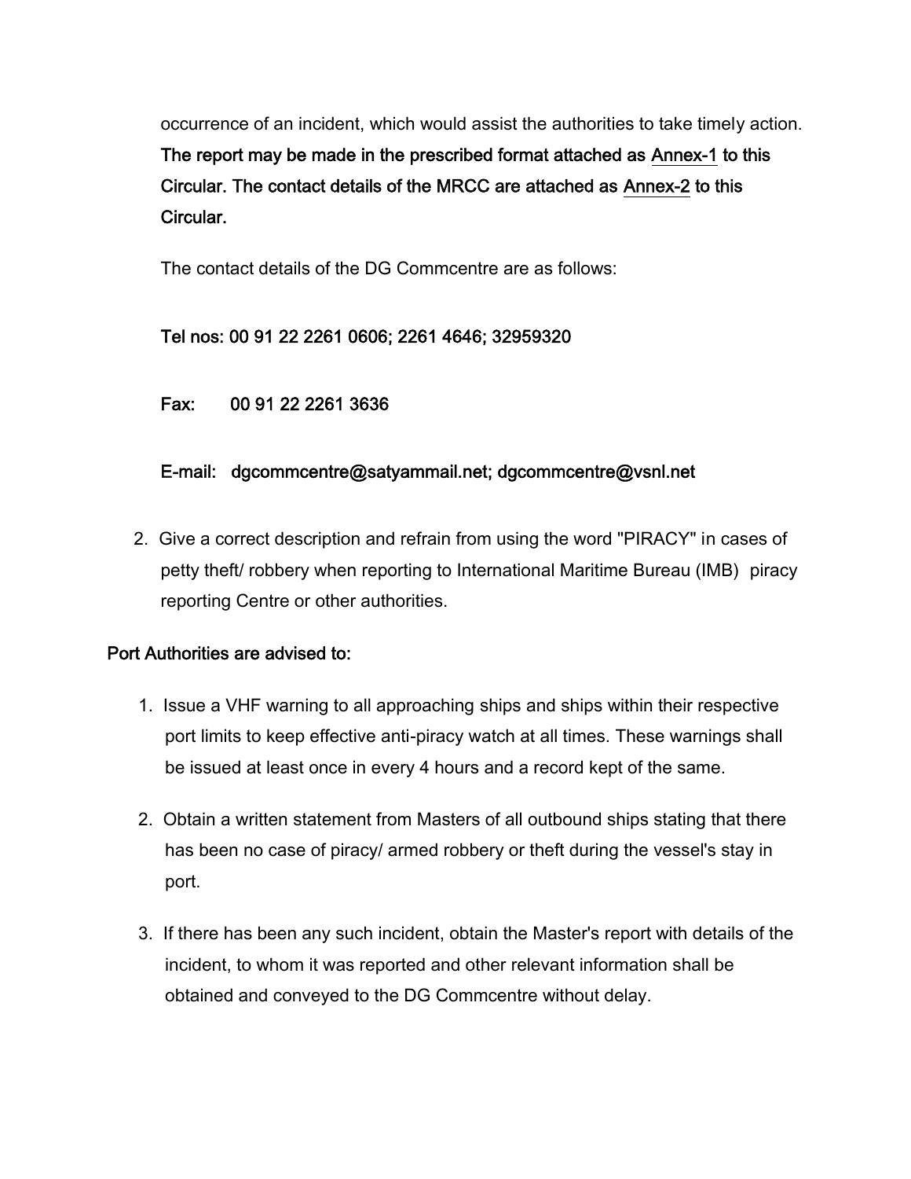occurrence of an incident, which would assist the authorities to take timely action. The report may be made in the prescribed format attached as Annex-1 to this Circular. The contact details of the MRCC are attached as Annex-2 to this Circular.

The contact details of the DG Commcentre are as follows:

Tel nos: 00 91 22 2261 0606; 2261 4646; 32959320

Fax: 00 91 22 2261 3636

E-mail: dgcommcentre@satyammail.net; dgcommcentre@vsnl.net

2. Give a correct description and refrain from using the word "PIRACY" in cases of petty theft/ robbery when reporting to International Maritime Bureau (IMB) piracy reporting Centre or other authorities.

Port Authorities are advised to:

1. Issue a VHF warning to all approaching ships and ships within their respective port limits to keep effective anti-piracy watch at all times. These warnings shall be issued at least once in every 4 hours and a record kept of the same.
2. Obtain a written statement from Masters of all outbound ships stating that there has been no case of piracy/ armed robbery or theft during the vessel's stay in port.
3. If there has been any such incident, obtain the Master's report with details of the incident, to whom it was reported and other relevant information shall be obtained and conveyed to the DG Commcentre without delay.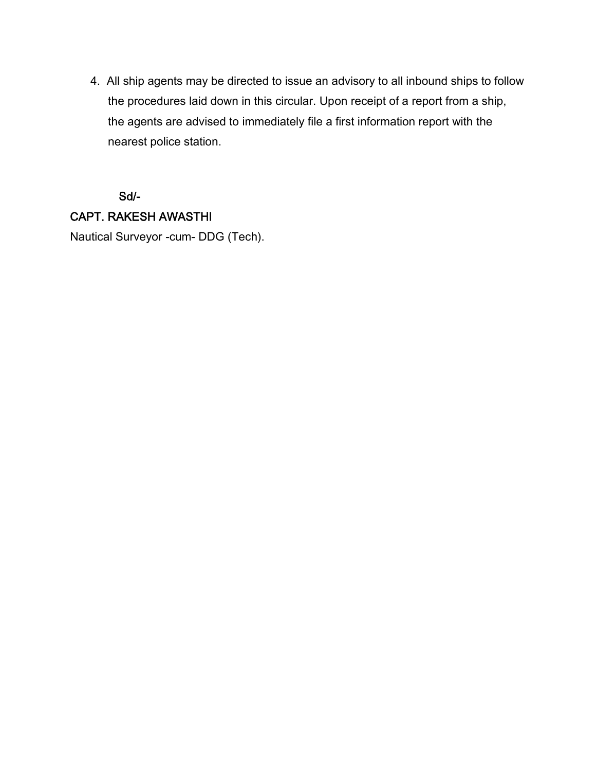4. All ship agents may be directed to issue an advisory to all inbound ships to follow the procedures laid down in this circular. Upon receipt of a report from a ship, the agents are advised to immediately file a first information report with the nearest police station.

Sd/-

CAPT. RAKESH AWASTHI

Nautical Surveyor -cum- DDG (Tech).